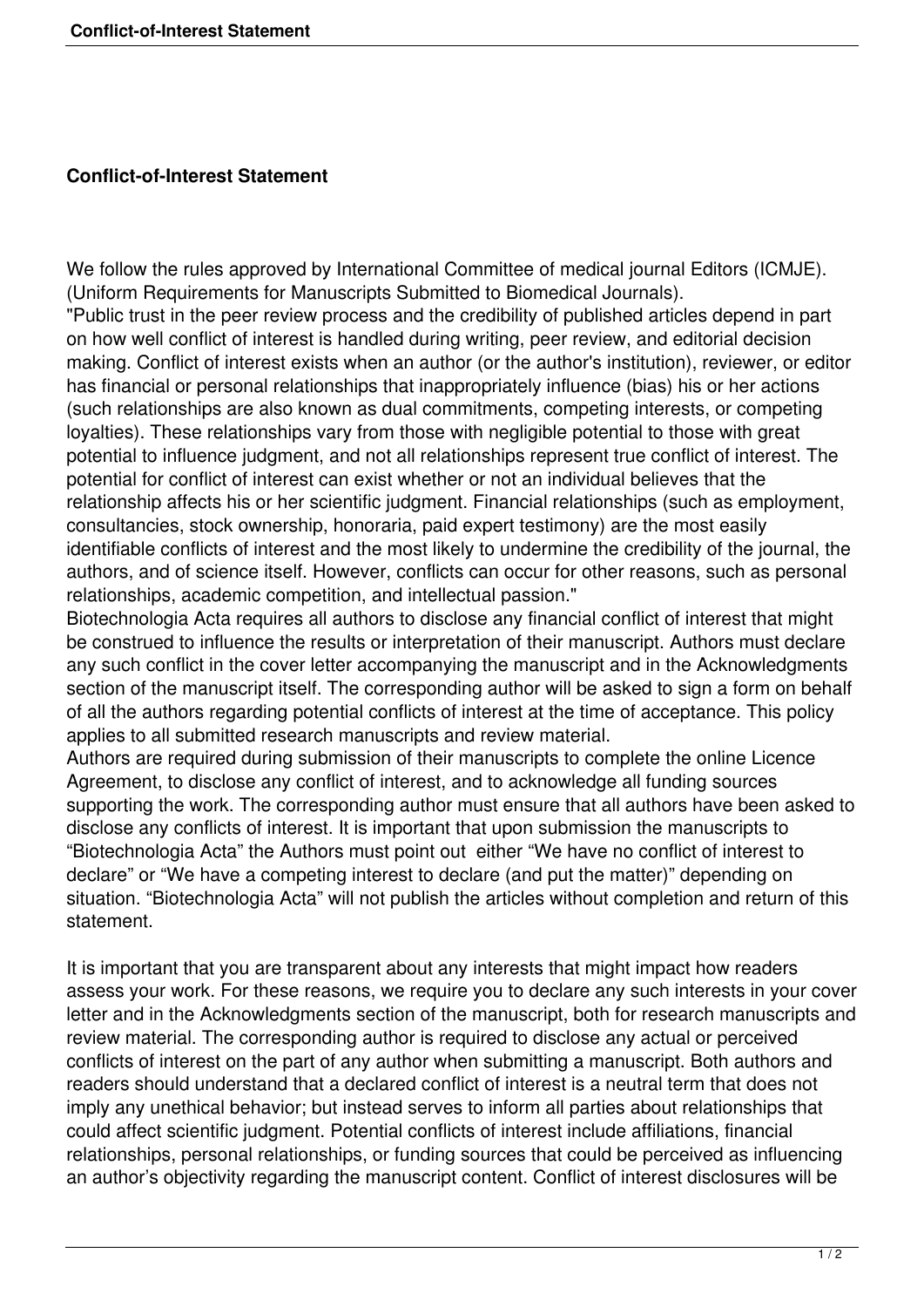## Conflict-of-Interest Statement

We follow the rules approved by International Committee of medical journal Editors (ICMJE). (Uniform Requirements for Manuscripts Submitted to Biomedical Journals).
"Public trust in the peer review process and the credibility of published articles depend in part on how well conflict of interest is handled during writing, peer review, and editorial decision making. Conflict of interest exists when an author (or the author's institution), reviewer, or editor has financial or personal relationships that inappropriately influence (bias) his or her actions (such relationships are also known as dual commitments, competing interests, or competing loyalties). These relationships vary from those with negligible potential to those with great potential to influence judgment, and not all relationships represent true conflict of interest. The potential for conflict of interest can exist whether or not an individual believes that the relationship affects his or her scientific judgment. Financial relationships (such as employment, consultancies, stock ownership, honoraria, paid expert testimony) are the most easily identifiable conflicts of interest and the most likely to undermine the credibility of the journal, the authors, and of science itself. However, conflicts can occur for other reasons, such as personal relationships, academic competition, and intellectual passion."
Biotechnologia Acta requires all authors to disclose any financial conflict of interest that might be construed to influence the results or interpretation of their manuscript. Authors must declare any such conflict in the cover letter accompanying the manuscript and in the Acknowledgments section of the manuscript itself. The corresponding author will be asked to sign a form on behalf of all the authors regarding potential conflicts of interest at the time of acceptance. This policy applies to all submitted research manuscripts and review material.
Authors are required during submission of their manuscripts to complete the online Licence Agreement, to disclose any conflict of interest, and to acknowledge all funding sources supporting the work. The corresponding author must ensure that all authors have been asked to disclose any conflicts of interest. It is important that upon submission the manuscripts to "Biotechnologia Acta" the Authors must point out either "We have no conflict of interest to declare" or "We have a competing interest to declare (and put the matter)" depending on situation. "Biotechnologia Acta" will not publish the articles without completion and return of this statement.

It is important that you are transparent about any interests that might impact how readers assess your work. For these reasons, we require you to declare any such interests in your cover letter and in the Acknowledgments section of the manuscript, both for research manuscripts and review material. The corresponding author is required to disclose any actual or perceived conflicts of interest on the part of any author when submitting a manuscript. Both authors and readers should understand that a declared conflict of interest is a neutral term that does not imply any unethical behavior; but instead serves to inform all parties about relationships that could affect scientific judgment. Potential conflicts of interest include affiliations, financial relationships, personal relationships, or funding sources that could be perceived as influencing an author's objectivity regarding the manuscript content. Conflict of interest disclosures will be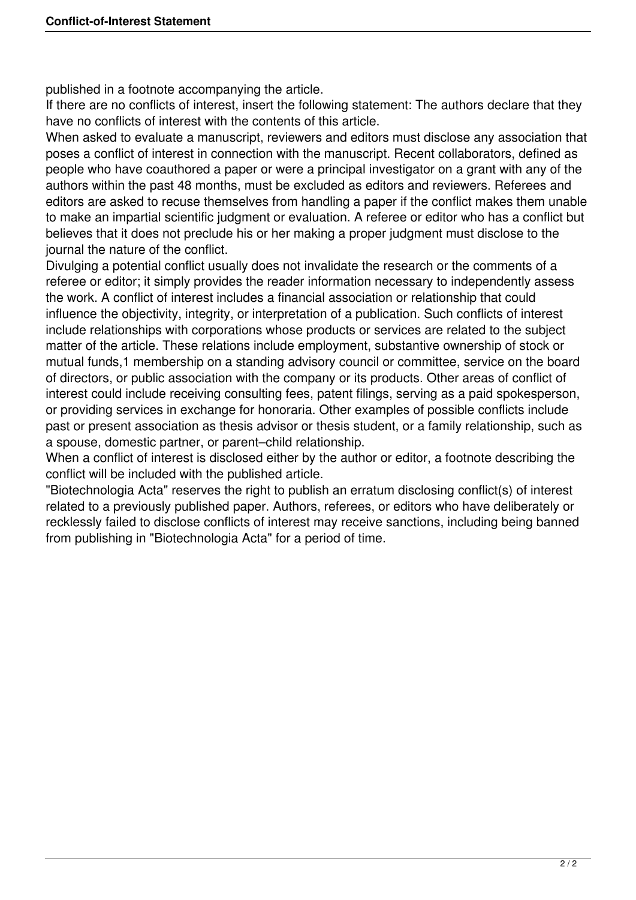published in a footnote accompanying the article.

If there are no conflicts of interest, insert the following statement: The authors declare that they have no conflicts of interest with the contents of this article.

When asked to evaluate a manuscript, reviewers and editors must disclose any association that poses a conflict of interest in connection with the manuscript. Recent collaborators, defined as people who have coauthored a paper or were a principal investigator on a grant with any of the authors within the past 48 months, must be excluded as editors and reviewers. Referees and editors are asked to recuse themselves from handling a paper if the conflict makes them unable to make an impartial scientific judgment or evaluation. A referee or editor who has a conflict but believes that it does not preclude his or her making a proper judgment must disclose to the journal the nature of the conflict.

Divulging a potential conflict usually does not invalidate the research or the comments of a referee or editor; it simply provides the reader information necessary to independently assess the work. A conflict of interest includes a financial association or relationship that could influence the objectivity, integrity, or interpretation of a publication. Such conflicts of interest include relationships with corporations whose products or services are related to the subject matter of the article. These relations include employment, substantive ownership of stock or mutual funds,1 membership on a standing advisory council or committee, service on the board of directors, or public association with the company or its products. Other areas of conflict of interest could include receiving consulting fees, patent filings, serving as a paid spokesperson, or providing services in exchange for honoraria. Other examples of possible conflicts include past or present association as thesis advisor or thesis student, or a family relationship, such as a spouse, domestic partner, or parent–child relationship.

When a conflict of interest is disclosed either by the author or editor, a footnote describing the conflict will be included with the published article.

"Biotechnologia Acta" reserves the right to publish an erratum disclosing conflict(s) of interest related to a previously published paper. Authors, referees, or editors who have deliberately or recklessly failed to disclose conflicts of interest may receive sanctions, including being banned from publishing in "Biotechnologia Acta" for a period of time.